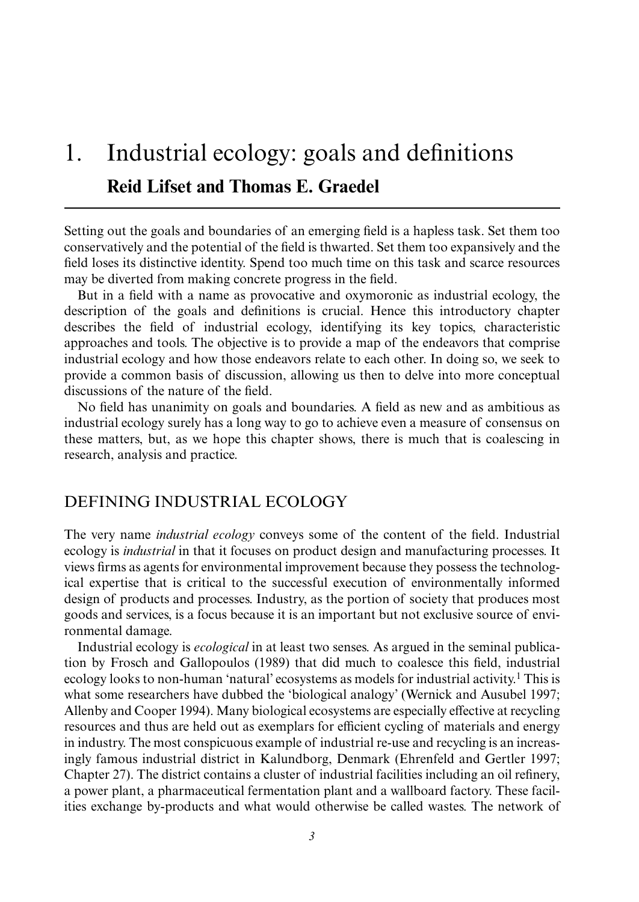# 1. Industrial ecology: goals and definitions

**Reid Lifset and Thomas E. Graedel**

Setting out the goals and boundaries of an emerging field is a hapless task. Set them too conservatively and the potential of the field is thwarted. Set them too expansively and the field loses its distinctive identity. Spend too much time on this task and scarce resources may be diverted from making concrete progress in the field.

But in a field with a name as provocative and oxymoronic as industrial ecology, the description of the goals and definitions is crucial. Hence this introductory chapter describes the field of industrial ecology, identifying its key topics, characteristic approaches and tools. The objective is to provide a map of the endeavors that comprise industrial ecology and how those endeavors relate to each other. In doing so, we seek to provide a common basis of discussion, allowing us then to delve into more conceptual discussions of the nature of the field.

No field has unanimity on goals and boundaries. A field as new and as ambitious as industrial ecology surely has a long way to go to achieve even a measure of consensus on these matters, but, as we hope this chapter shows, there is much that is coalescing in research, analysis and practice.

## DEFINING INDUSTRIAL ECOLOGY

The very name *industrial ecology* conveys some of the content of the field. Industrial ecology is *industrial* in that it focuses on product design and manufacturing processes. It views firms as agents for environmental improvement because they possess the technological expertise that is critical to the successful execution of environmentally informed design of products and processes. Industry, as the portion of society that produces most goods and services, is a focus because it is an important but not exclusive source of environmental damage.

Industrial ecology is *ecological* in at least two senses. As argued in the seminal publication by Frosch and Gallopoulos (1989) that did much to coalesce this field, industrial ecology looks to non-human 'natural' ecosystems as models for industrial activity.[1] This is what some researchers have dubbed the 'biological analogy' (Wernick and Ausubel 1997; Allenby and Cooper 1994). Many biological ecosystems are especially effective at recycling resources and thus are held out as exemplars for efficient cycling of materials and energy in industry. The most conspicuous example of industrial re-use and recycling is an increasingly famous industrial district in Kalundborg, Denmark (Ehrenfeld and Gertler 1997; Chapter 27). The district contains a cluster of industrial facilities including an oil refinery, a power plant, a pharmaceutical fermentation plant and a wallboard factory. These facilities exchange by-products and what would otherwise be called wastes. The network of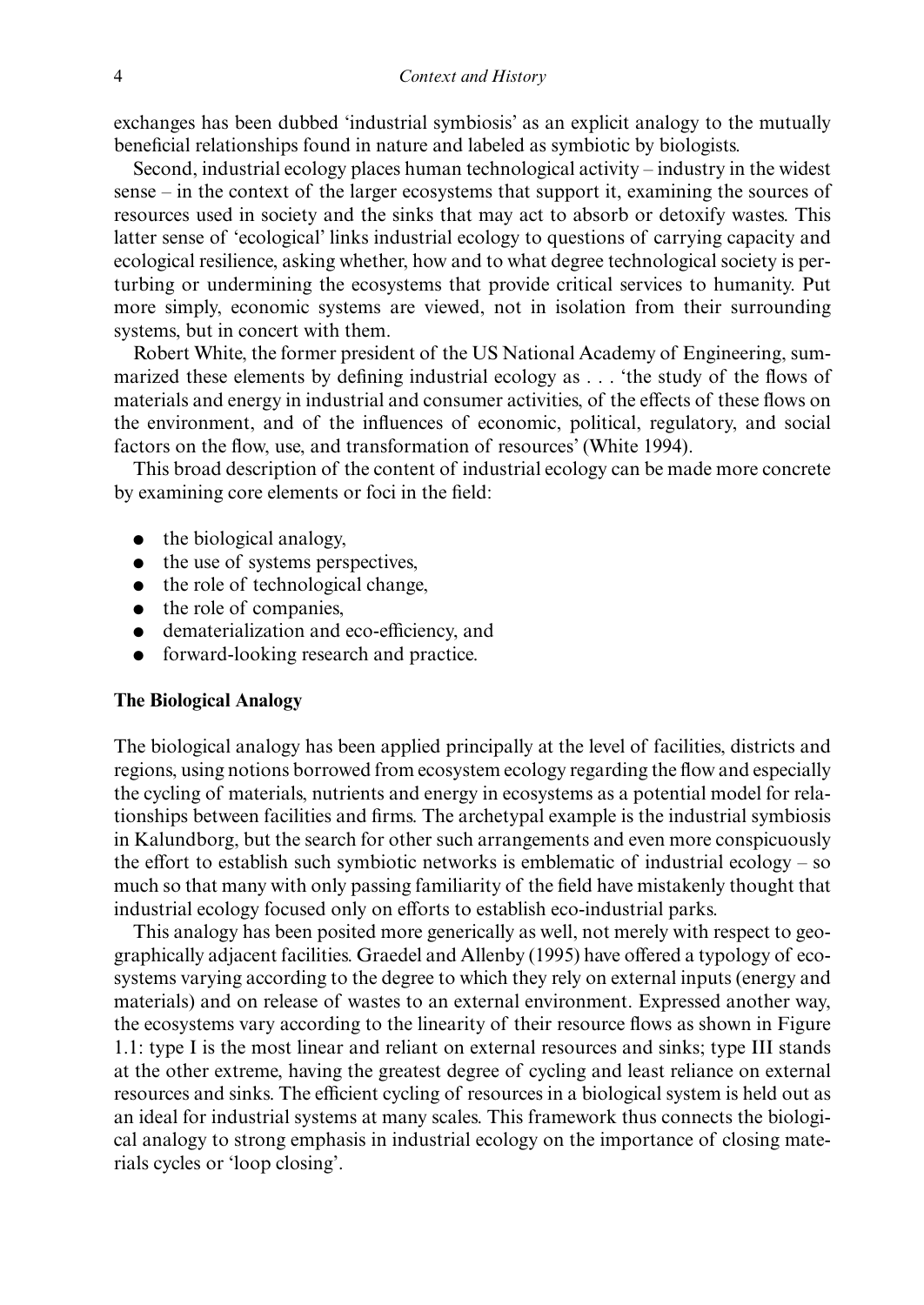exchanges has been dubbed 'industrial symbiosis' as an explicit analogy to the mutually beneficial relationships found in nature and labeled as symbiotic by biologists.

Second, industrial ecology places human technological activity – industry in the widest sense – in the context of the larger ecosystems that support it, examining the sources of resources used in society and the sinks that may act to absorb or detoxify wastes. This latter sense of 'ecological' links industrial ecology to questions of carrying capacity and ecological resilience, asking whether, how and to what degree technological society is perturbing or undermining the ecosystems that provide critical services to humanity. Put more simply, economic systems are viewed, not in isolation from their surrounding systems, but in concert with them.

Robert White, the former president of the US National Academy of Engineering, summarized these elements by defining industrial ecology as . . . 'the study of the flows of materials and energy in industrial and consumer activities, of the effects of these flows on the environment, and of the influences of economic, political, regulatory, and social factors on the flow, use, and transformation of resources' (White 1994).

This broad description of the content of industrial ecology can be made more concrete by examining core elements or foci in the field:

- the biological analogy,
- the use of systems perspectives,
- the role of technological change,
- the role of companies,
- dematerialization and eco-efficiency, and
- forward-looking research and practice.

## The Biological Analogy

The biological analogy has been applied principally at the level of facilities, districts and regions, using notions borrowed from ecosystem ecology regarding the flow and especially the cycling of materials, nutrients and energy in ecosystems as a potential model for relationships between facilities and firms. The archetypal example is the industrial symbiosis in Kalundborg, but the search for other such arrangements and even more conspicuously the effort to establish such symbiotic networks is emblematic of industrial ecology – so much so that many with only passing familiarity of the field have mistakenly thought that industrial ecology focused only on efforts to establish eco-industrial parks.

This analogy has been posited more generically as well, not merely with respect to geographically adjacent facilities. Graedel and Allenby (1995) have offered a typology of ecosystems varying according to the degree to which they rely on external inputs (energy and materials) and on release of wastes to an external environment. Expressed another way, the ecosystems vary according to the linearity of their resource flows as shown in Figure 1.1: type I is the most linear and reliant on external resources and sinks; type III stands at the other extreme, having the greatest degree of cycling and least reliance on external resources and sinks. The efficient cycling of resources in a biological system is held out as an ideal for industrial systems at many scales. This framework thus connects the biological analogy to strong emphasis in industrial ecology on the importance of closing materials cycles or 'loop closing'.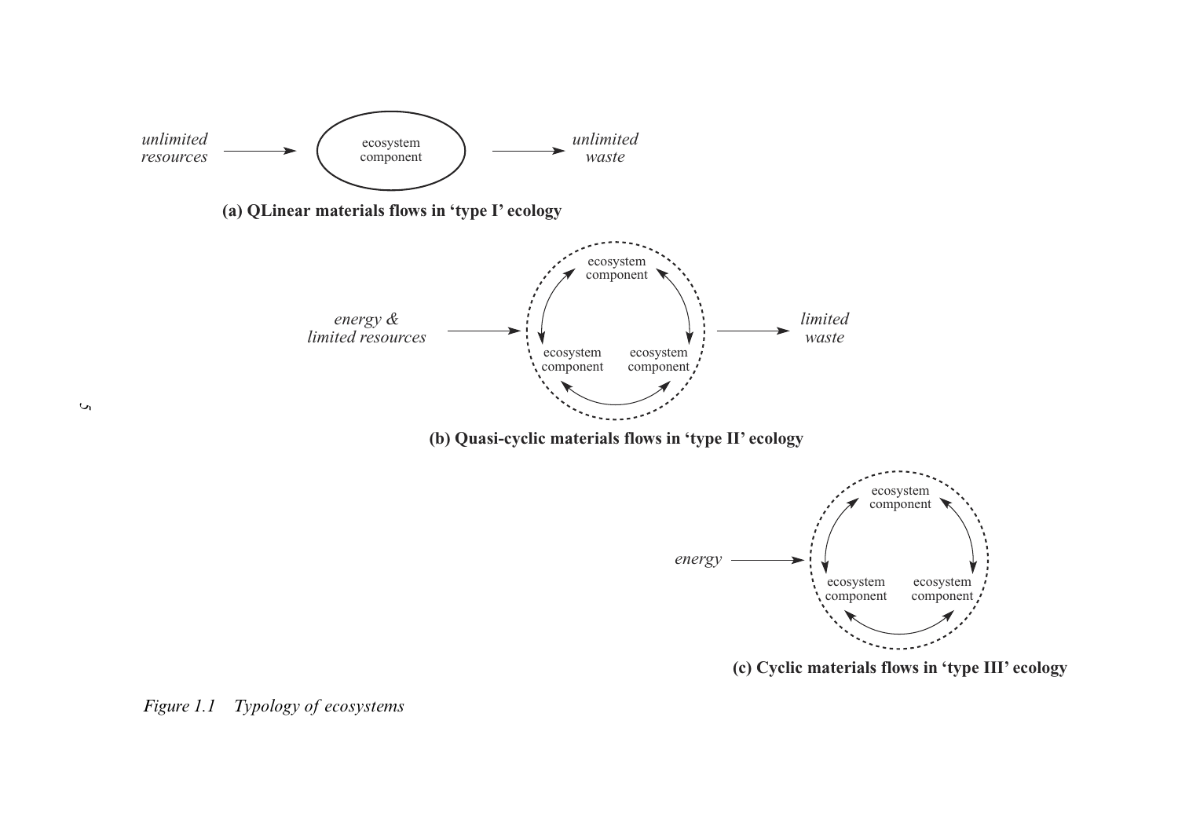*unlimited resources* → ecosystem component → *unlimited waste*

**(a) QLinear materials flows in 'type I' ecology**

*energy & limited resources* → ecosystem component ↔ ecosystem component ↔ ecosystem component → *limited waste*

**(b) Quasi-cyclic materials flows in 'type II' ecology**

*energy* → ecosystem component ↔ ecosystem component ↔ ecosystem component

**(c) Cyclic materials flows in 'type III' ecology**

*Figure 1.1 Typology of ecosystems*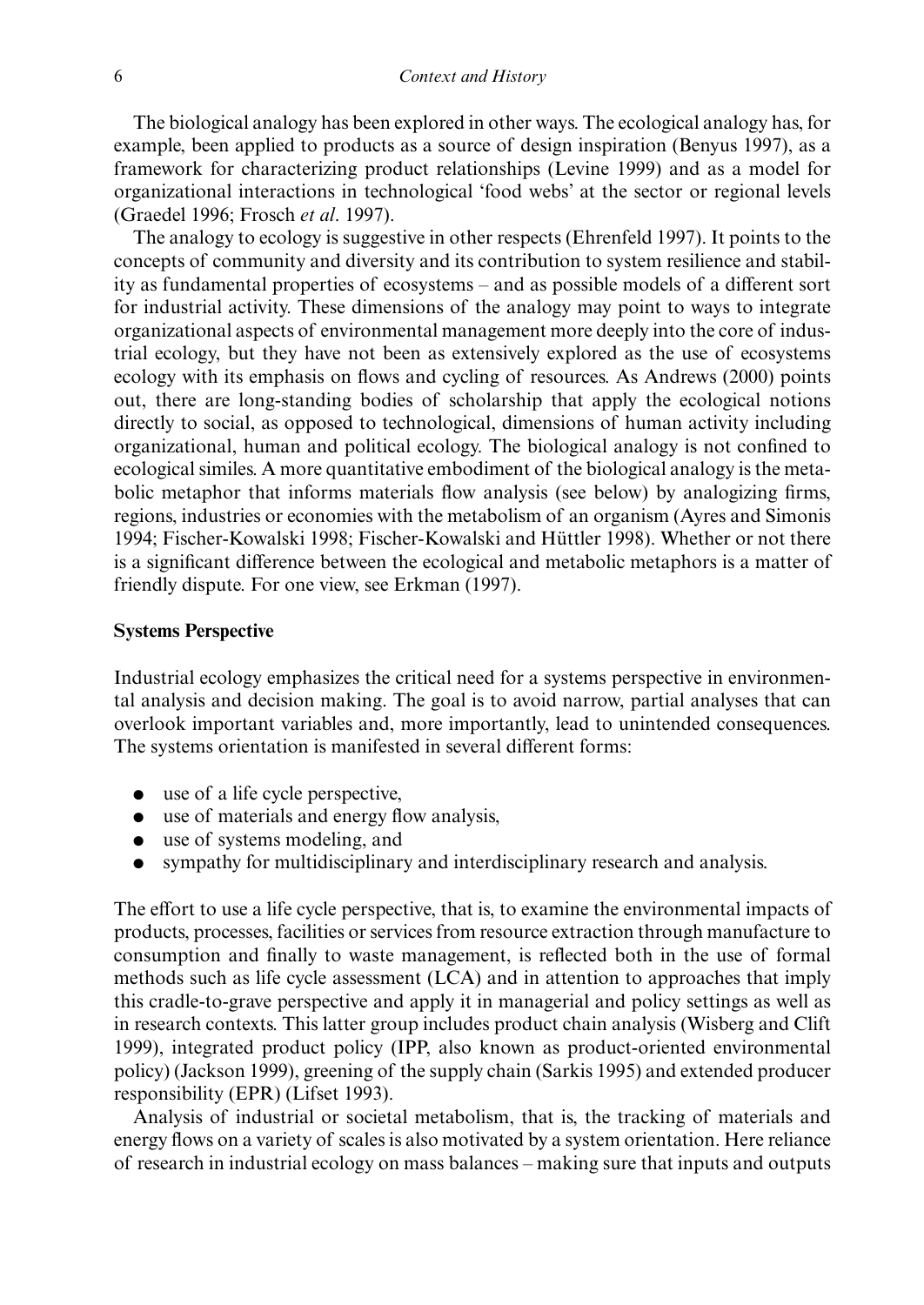The biological analogy has been explored in other ways. The ecological analogy has, for example, been applied to products as a source of design inspiration (Benyus 1997), as a framework for characterizing product relationships (Levine 1999) and as a model for organizational interactions in technological 'food webs' at the sector or regional levels (Graedel 1996; Frosch *et al*. 1997).

The analogy to ecology is suggestive in other respects (Ehrenfeld 1997). It points to the concepts of community and diversity and its contribution to system resilience and stability as fundamental properties of ecosystems – and as possible models of a different sort for industrial activity. These dimensions of the analogy may point to ways to integrate organizational aspects of environmental management more deeply into the core of industrial ecology, but they have not been as extensively explored as the use of ecosystems ecology with its emphasis on flows and cycling of resources. As Andrews (2000) points out, there are long-standing bodies of scholarship that apply the ecological notions directly to social, as opposed to technological, dimensions of human activity including organizational, human and political ecology. The biological analogy is not confined to ecological similes. A more quantitative embodiment of the biological analogy is the metabolic metaphor that informs materials flow analysis (see below) by analogizing firms, regions, industries or economies with the metabolism of an organism (Ayres and Simonis 1994; Fischer-Kowalski 1998; Fischer-Kowalski and Hüttler 1998). Whether or not there is a significant difference between the ecological and metabolic metaphors is a matter of friendly dispute. For one view, see Erkman (1997).

### Systems Perspective

Industrial ecology emphasizes the critical need for a systems perspective in environmental analysis and decision making. The goal is to avoid narrow, partial analyses that can overlook important variables and, more importantly, lead to unintended consequences. The systems orientation is manifested in several different forms:

- use of a life cycle perspective,
- use of materials and energy flow analysis,
- use of systems modeling, and
- sympathy for multidisciplinary and interdisciplinary research and analysis.

The effort to use a life cycle perspective, that is, to examine the environmental impacts of products, processes, facilities or services from resource extraction through manufacture to consumption and finally to waste management, is reflected both in the use of formal methods such as life cycle assessment (LCA) and in attention to approaches that imply this cradle-to-grave perspective and apply it in managerial and policy settings as well as in research contexts. This latter group includes product chain analysis (Wisberg and Clift 1999), integrated product policy (IPP, also known as product-oriented environmental policy) (Jackson 1999), greening of the supply chain (Sarkis 1995) and extended producer responsibility (EPR) (Lifset 1993).

Analysis of industrial or societal metabolism, that is, the tracking of materials and energy flows on a variety of scales is also motivated by a system orientation. Here reliance of research in industrial ecology on mass balances – making sure that inputs and outputs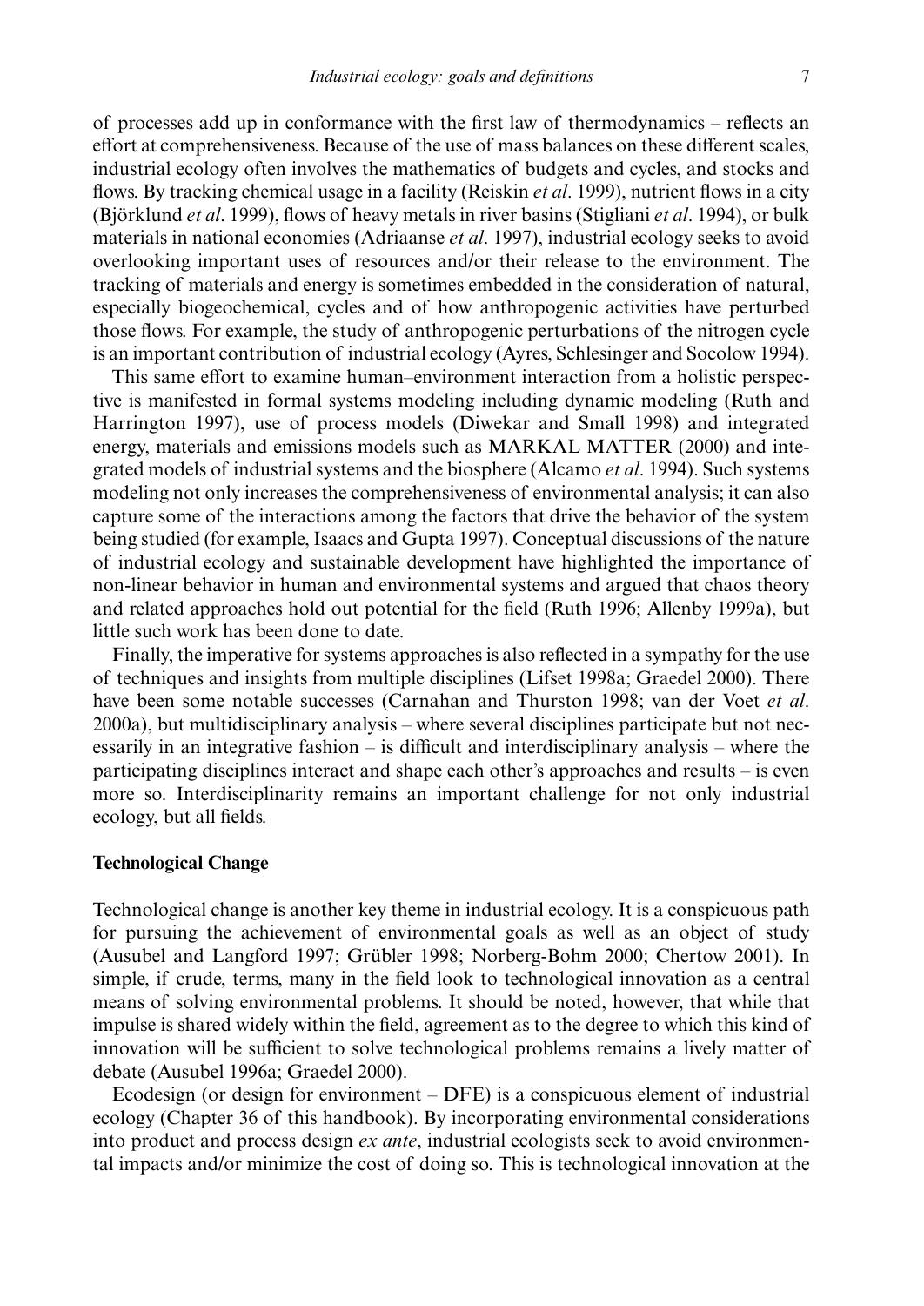of processes add up in conformance with the first law of thermodynamics – reflects an effort at comprehensiveness. Because of the use of mass balances on these different scales, industrial ecology often involves the mathematics of budgets and cycles, and stocks and flows. By tracking chemical usage in a facility (Reiskin *et al*. 1999), nutrient flows in a city (Björklund *et al*. 1999), flows of heavy metals in river basins (Stigliani *et al*. 1994), or bulk materials in national economies (Adriaanse *et al*. 1997), industrial ecology seeks to avoid overlooking important uses of resources and/or their release to the environment. The tracking of materials and energy is sometimes embedded in the consideration of natural, especially biogeochemical, cycles and of how anthropogenic activities have perturbed those flows. For example, the study of anthropogenic perturbations of the nitrogen cycle is an important contribution of industrial ecology (Ayres, Schlesinger and Socolow 1994).

This same effort to examine human–environment interaction from a holistic perspective is manifested in formal systems modeling including dynamic modeling (Ruth and Harrington 1997), use of process models (Diwekar and Small 1998) and integrated energy, materials and emissions models such as MARKAL MATTER (2000) and integrated models of industrial systems and the biosphere (Alcamo *et al*. 1994). Such systems modeling not only increases the comprehensiveness of environmental analysis; it can also capture some of the interactions among the factors that drive the behavior of the system being studied (for example, Isaacs and Gupta 1997). Conceptual discussions of the nature of industrial ecology and sustainable development have highlighted the importance of non-linear behavior in human and environmental systems and argued that chaos theory and related approaches hold out potential for the field (Ruth 1996; Allenby 1999a), but little such work has been done to date.

Finally, the imperative for systems approaches is also reflected in a sympathy for the use of techniques and insights from multiple disciplines (Lifset 1998a; Graedel 2000). There have been some notable successes (Carnahan and Thurston 1998; van der Voet *et al*. 2000a), but multidisciplinary analysis – where several disciplines participate but not necessarily in an integrative fashion – is difficult and interdisciplinary analysis – where the participating disciplines interact and shape each other's approaches and results – is even more so. Interdisciplinarity remains an important challenge for not only industrial ecology, but all fields.

### Technological Change

Technological change is another key theme in industrial ecology. It is a conspicuous path for pursuing the achievement of environmental goals as well as an object of study (Ausubel and Langford 1997; Grübler 1998; Norberg-Bohm 2000; Chertow 2001). In simple, if crude, terms, many in the field look to technological innovation as a central means of solving environmental problems. It should be noted, however, that while that impulse is shared widely within the field, agreement as to the degree to which this kind of innovation will be sufficient to solve technological problems remains a lively matter of debate (Ausubel 1996a; Graedel 2000).

Ecodesign (or design for environment – DFE) is a conspicuous element of industrial ecology (Chapter 36 of this handbook). By incorporating environmental considerations into product and process design *ex ante*, industrial ecologists seek to avoid environmental impacts and/or minimize the cost of doing so. This is technological innovation at the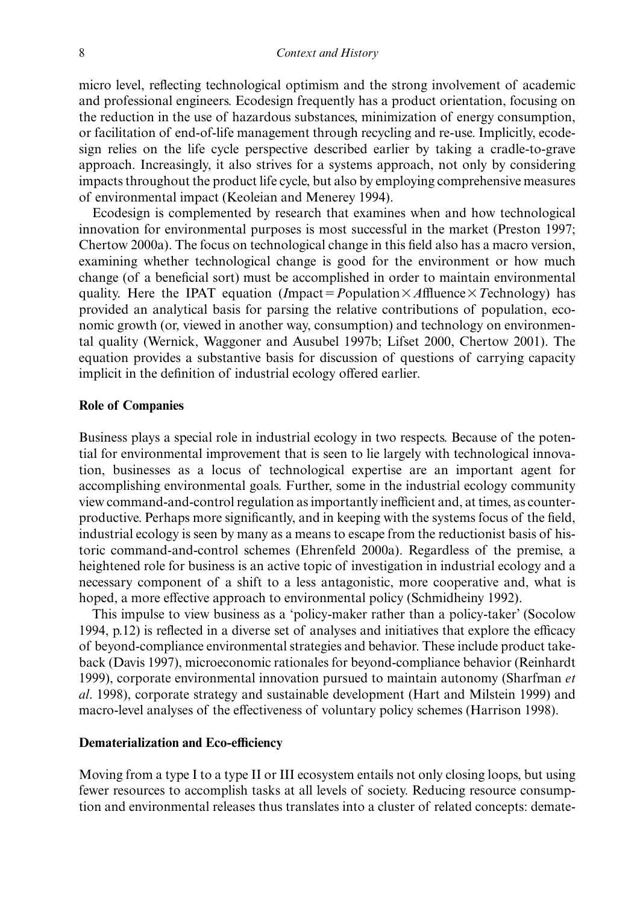micro level, reflecting technological optimism and the strong involvement of academic and professional engineers. Ecodesign frequently has a product orientation, focusing on the reduction in the use of hazardous substances, minimization of energy consumption, or facilitation of end-of-life management through recycling and re-use. Implicitly, ecodesign relies on the life cycle perspective described earlier by taking a cradle-to-grave approach. Increasingly, it also strives for a systems approach, not only by considering impacts throughout the product life cycle, but also by employing comprehensive measures of environmental impact (Keoleian and Menerey 1994).

Ecodesign is complemented by research that examines when and how technological innovation for environmental purposes is most successful in the market (Preston 1997; Chertow 2000a). The focus on technological change in this field also has a macro version, examining whether technological change is good for the environment or how much change (of a beneficial sort) must be accomplished in order to maintain environmental quality. Here the IPAT equation (*I*mpact = *P*opulation × *A*ffluence × *T*echnology) has provided an analytical basis for parsing the relative contributions of population, economic growth (or, viewed in another way, consumption) and technology on environmental quality (Wernick, Waggoner and Ausubel 1997b; Lifset 2000, Chertow 2001). The equation provides a substantive basis for discussion of questions of carrying capacity implicit in the definition of industrial ecology offered earlier.

**Role of Companies**

Business plays a special role in industrial ecology in two respects. Because of the potential for environmental improvement that is seen to lie largely with technological innovation, businesses as a locus of technological expertise are an important agent for accomplishing environmental goals. Further, some in the industrial ecology community view command-and-control regulation as importantly inefficient and, at times, as counterproductive. Perhaps more significantly, and in keeping with the systems focus of the field, industrial ecology is seen by many as a means to escape from the reductionist basis of historic command-and-control schemes (Ehrenfeld 2000a). Regardless of the premise, a heightened role for business is an active topic of investigation in industrial ecology and a necessary component of a shift to a less antagonistic, more cooperative and, what is hoped, a more effective approach to environmental policy (Schmidheiny 1992).

This impulse to view business as a 'policy-maker rather than a policy-taker' (Socolow 1994, p.12) is reflected in a diverse set of analyses and initiatives that explore the efficacy of beyond-compliance environmental strategies and behavior. These include product takeback (Davis 1997), microeconomic rationales for beyond-compliance behavior (Reinhardt 1999), corporate environmental innovation pursued to maintain autonomy (Sharfman *et al*. 1998), corporate strategy and sustainable development (Hart and Milstein 1999) and macro-level analyses of the effectiveness of voluntary policy schemes (Harrison 1998).

**Dematerialization and Eco-efficiency**

Moving from a type I to a type II or III ecosystem entails not only closing loops, but using fewer resources to accomplish tasks at all levels of society. Reducing resource consumption and environmental releases thus translates into a cluster of related concepts: demate-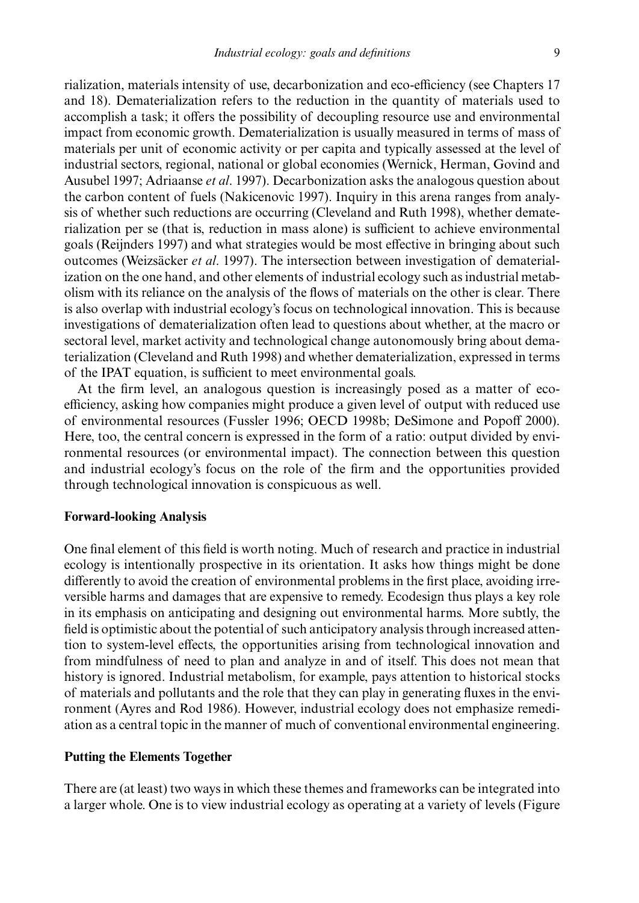rialization, materials intensity of use, decarbonization and eco-efficiency (see Chapters 17 and 18). Dematerialization refers to the reduction in the quantity of materials used to accomplish a task; it offers the possibility of decoupling resource use and environmental impact from economic growth. Dematerialization is usually measured in terms of mass of materials per unit of economic activity or per capita and typically assessed at the level of industrial sectors, regional, national or global economies (Wernick, Herman, Govind and Ausubel 1997; Adriaanse *et al*. 1997). Decarbonization asks the analogous question about the carbon content of fuels (Nakicenovic 1997). Inquiry in this arena ranges from analysis of whether such reductions are occurring (Cleveland and Ruth 1998), whether dematerialization per se (that is, reduction in mass alone) is sufficient to achieve environmental goals (Reijnders 1997) and what strategies would be most effective in bringing about such outcomes (Weizsäcker *et al*. 1997). The intersection between investigation of dematerialization on the one hand, and other elements of industrial ecology such as industrial metabolism with its reliance on the analysis of the flows of materials on the other is clear. There is also overlap with industrial ecology's focus on technological innovation. This is because investigations of dematerialization often lead to questions about whether, at the macro or sectoral level, market activity and technological change autonomously bring about dematerialization (Cleveland and Ruth 1998) and whether dematerialization, expressed in terms of the IPAT equation, is sufficient to meet environmental goals.

At the firm level, an analogous question is increasingly posed as a matter of eco-efficiency, asking how companies might produce a given level of output with reduced use of environmental resources (Fussler 1996; OECD 1998b; DeSimone and Popoff 2000). Here, too, the central concern is expressed in the form of a ratio: output divided by environmental resources (or environmental impact). The connection between this question and industrial ecology's focus on the role of the firm and the opportunities provided through technological innovation is conspicuous as well.

### Forward-looking Analysis

One final element of this field is worth noting. Much of research and practice in industrial ecology is intentionally prospective in its orientation. It asks how things might be done differently to avoid the creation of environmental problems in the first place, avoiding irreversible harms and damages that are expensive to remedy. Ecodesign thus plays a key role in its emphasis on anticipating and designing out environmental harms. More subtly, the field is optimistic about the potential of such anticipatory analysis through increased attention to system-level effects, the opportunities arising from technological innovation and from mindfulness of need to plan and analyze in and of itself. This does not mean that history is ignored. Industrial metabolism, for example, pays attention to historical stocks of materials and pollutants and the role that they can play in generating fluxes in the environment (Ayres and Rod 1986). However, industrial ecology does not emphasize remediation as a central topic in the manner of much of conventional environmental engineering.

### Putting the Elements Together

There are (at least) two ways in which these themes and frameworks can be integrated into a larger whole. One is to view industrial ecology as operating at a variety of levels (Figure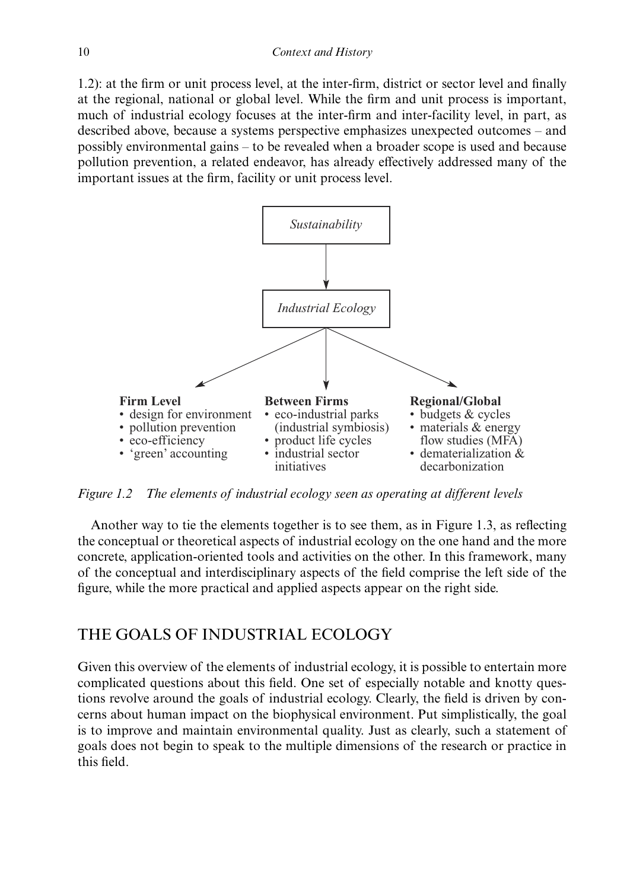1.2): at the firm or unit process level, at the inter-firm, district or sector level and finally at the regional, national or global level. While the firm and unit process is important, much of industrial ecology focuses at the inter-firm and inter-facility level, in part, as described above, because a systems perspective emphasizes unexpected outcomes – and possibly environmental gains – to be revealed when a broader scope is used and because pollution prevention, a related endeavor, has already effectively addressed many of the important issues at the firm, facility or unit process level.

*Sustainability*

↓

*Industrial Ecology*

**Firm Level**
- design for environment
- pollution prevention
- eco-efficiency
- 'green' accounting

**Between Firms**
- eco-industrial parks (industrial symbiosis)
- product life cycles
- industrial sector initiatives

**Regional/Global**
- budgets & cycles
- materials & energy flow studies (MFA)
- dematerialization & decarbonization

*Figure 1.2 The elements of industrial ecology seen as operating at different levels*

Another way to tie the elements together is to see them, as in Figure 1.3, as reflecting the conceptual or theoretical aspects of industrial ecology on the one hand and the more concrete, application-oriented tools and activities on the other. In this framework, many of the conceptual and interdisciplinary aspects of the field comprise the left side of the figure, while the more practical and applied aspects appear on the right side.

## THE GOALS OF INDUSTRIAL ECOLOGY

Given this overview of the elements of industrial ecology, it is possible to entertain more complicated questions about this field. One set of especially notable and knotty questions revolve around the goals of industrial ecology. Clearly, the field is driven by concerns about human impact on the biophysical environment. Put simplistically, the goal is to improve and maintain environmental quality. Just as clearly, such a statement of goals does not begin to speak to the multiple dimensions of the research or practice in this field.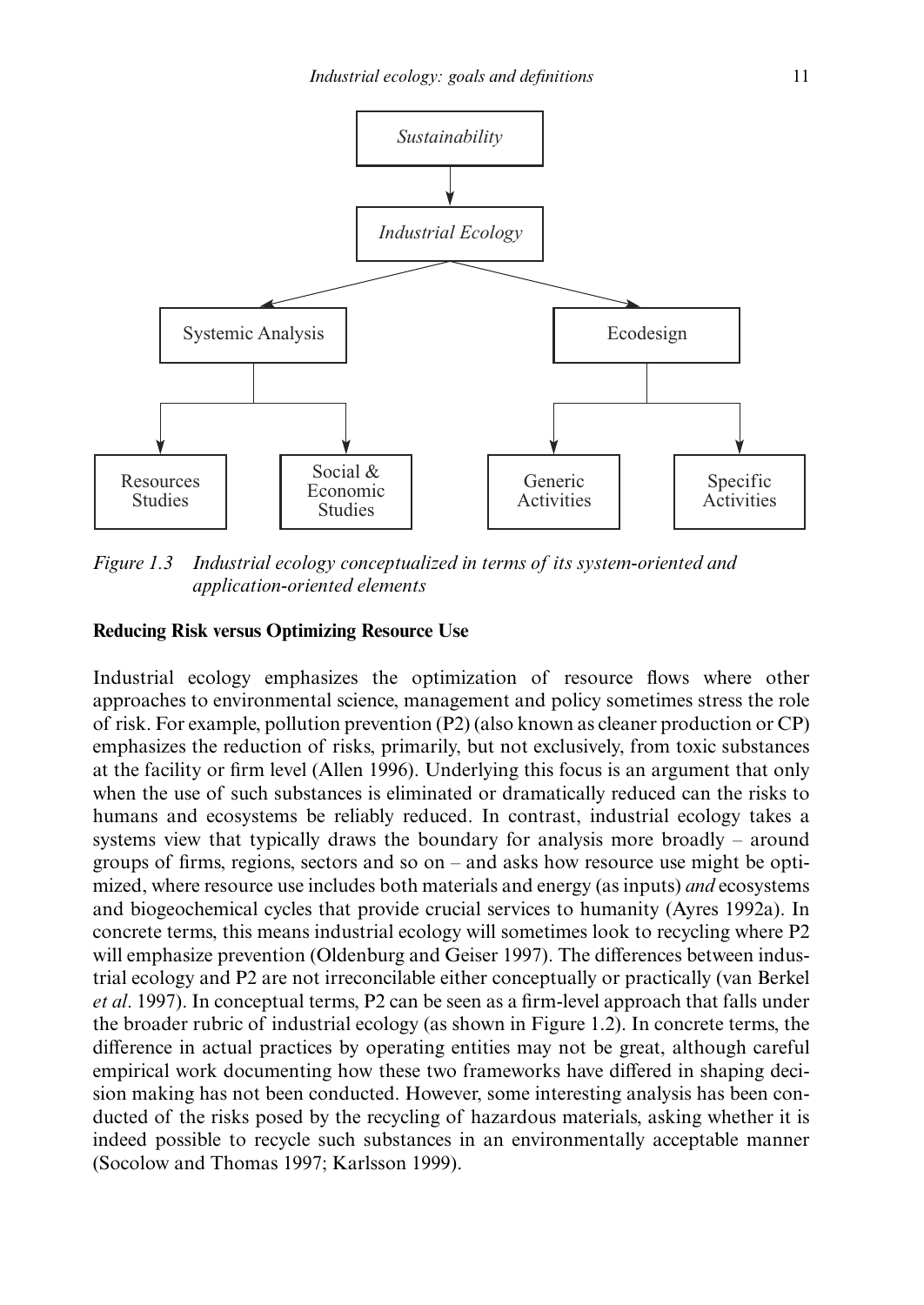Figure 1.3 Industrial ecology conceptualized in terms of its system-oriented and application-oriented elements

*Figure 1.3 Industrial ecology conceptualized in terms of its system-oriented and application-oriented elements*

**Reducing Risk versus Optimizing Resource Use**

Industrial ecology emphasizes the optimization of resource flows where other approaches to environmental science, management and policy sometimes stress the role of risk. For example, pollution prevention (P2) (also known as cleaner production or CP) emphasizes the reduction of risks, primarily, but not exclusively, from toxic substances at the facility or firm level (Allen 1996). Underlying this focus is an argument that only when the use of such substances is eliminated or dramatically reduced can the risks to humans and ecosystems be reliably reduced. In contrast, industrial ecology takes a systems view that typically draws the boundary for analysis more broadly – around groups of firms, regions, sectors and so on – and asks how resource use might be optimized, where resource use includes both materials and energy (as inputs) *and* ecosystems and biogeochemical cycles that provide crucial services to humanity (Ayres 1992a). In concrete terms, this means industrial ecology will sometimes look to recycling where P2 will emphasize prevention (Oldenburg and Geiser 1997). The differences between industrial ecology and P2 are not irreconcilable either conceptually or practically (van Berkel *et al*. 1997). In conceptual terms, P2 can be seen as a firm-level approach that falls under the broader rubric of industrial ecology (as shown in Figure 1.2). In concrete terms, the difference in actual practices by operating entities may not be great, although careful empirical work documenting how these two frameworks have differed in shaping decision making has not been conducted. However, some interesting analysis has been conducted of the risks posed by the recycling of hazardous materials, asking whether it is indeed possible to recycle such substances in an environmentally acceptable manner (Socolow and Thomas 1997; Karlsson 1999).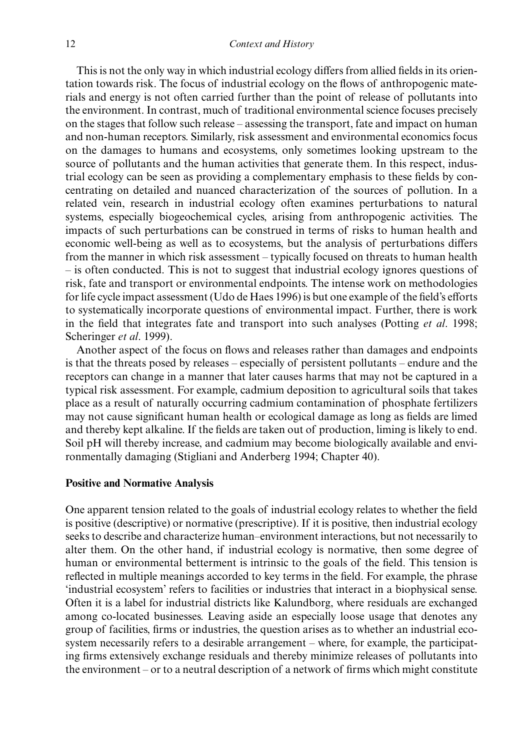This is not the only way in which industrial ecology differs from allied fields in its orientation towards risk. The focus of industrial ecology on the flows of anthropogenic materials and energy is not often carried further than the point of release of pollutants into the environment. In contrast, much of traditional environmental science focuses precisely on the stages that follow such release – assessing the transport, fate and impact on human and non-human receptors. Similarly, risk assessment and environmental economics focus on the damages to humans and ecosystems, only sometimes looking upstream to the source of pollutants and the human activities that generate them. In this respect, industrial ecology can be seen as providing a complementary emphasis to these fields by concentrating on detailed and nuanced characterization of the sources of pollution. In a related vein, research in industrial ecology often examines perturbations to natural systems, especially biogeochemical cycles, arising from anthropogenic activities. The impacts of such perturbations can be construed in terms of risks to human health and economic well-being as well as to ecosystems, but the analysis of perturbations differs from the manner in which risk assessment – typically focused on threats to human health – is often conducted. This is not to suggest that industrial ecology ignores questions of risk, fate and transport or environmental endpoints. The intense work on methodologies for life cycle impact assessment (Udo de Haes 1996) is but one example of the field's efforts to systematically incorporate questions of environmental impact. Further, there is work in the field that integrates fate and transport into such analyses (Potting *et al*. 1998; Scheringer *et al*. 1999).

Another aspect of the focus on flows and releases rather than damages and endpoints is that the threats posed by releases – especially of persistent pollutants – endure and the receptors can change in a manner that later causes harms that may not be captured in a typical risk assessment. For example, cadmium deposition to agricultural soils that takes place as a result of naturally occurring cadmium contamination of phosphate fertilizers may not cause significant human health or ecological damage as long as fields are limed and thereby kept alkaline. If the fields are taken out of production, liming is likely to end. Soil pH will thereby increase, and cadmium may become biologically available and environmentally damaging (Stigliani and Anderberg 1994; Chapter 40).

### Positive and Normative Analysis

One apparent tension related to the goals of industrial ecology relates to whether the field is positive (descriptive) or normative (prescriptive). If it is positive, then industrial ecology seeks to describe and characterize human–environment interactions, but not necessarily to alter them. On the other hand, if industrial ecology is normative, then some degree of human or environmental betterment is intrinsic to the goals of the field. This tension is reflected in multiple meanings accorded to key terms in the field. For example, the phrase 'industrial ecosystem' refers to facilities or industries that interact in a biophysical sense. Often it is a label for industrial districts like Kalundborg, where residuals are exchanged among co-located businesses. Leaving aside an especially loose usage that denotes any group of facilities, firms or industries, the question arises as to whether an industrial ecosystem necessarily refers to a desirable arrangement – where, for example, the participating firms extensively exchange residuals and thereby minimize releases of pollutants into the environment – or to a neutral description of a network of firms which might constitute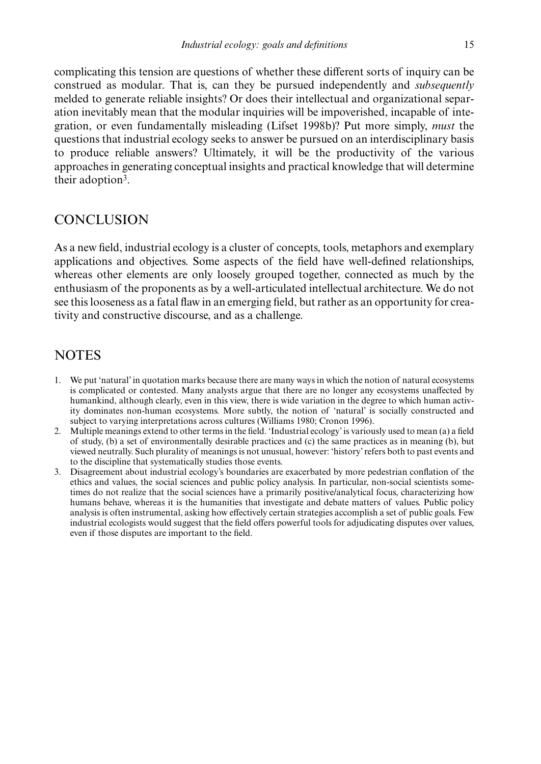complicating this tension are questions of whether these different sorts of inquiry can be construed as modular. That is, can they be pursued independently and *subsequently* melded to generate reliable insights? Or does their intellectual and organizational separation inevitably mean that the modular inquiries will be impoverished, incapable of integration, or even fundamentally misleading (Lifset 1998b)? Put more simply, *must* the questions that industrial ecology seeks to answer be pursued on an interdisciplinary basis to produce reliable answers? Ultimately, it will be the productivity of the various approaches in generating conceptual insights and practical knowledge that will determine their adoption[3].

## CONCLUSION

As a new field, industrial ecology is a cluster of concepts, tools, metaphors and exemplary applications and objectives. Some aspects of the field have well-defined relationships, whereas other elements are only loosely grouped together, connected as much by the enthusiasm of the proponents as by a well-articulated intellectual architecture. We do not see this looseness as a fatal flaw in an emerging field, but rather as an opportunity for creativity and constructive discourse, and as a challenge.

## NOTES

1. We put 'natural' in quotation marks because there are many ways in which the notion of natural ecosystems is complicated or contested. Many analysts argue that there are no longer any ecosystems unaffected by humankind, although clearly, even in this view, there is wide variation in the degree to which human activity dominates non-human ecosystems. More subtly, the notion of 'natural' is socially constructed and subject to varying interpretations across cultures (Williams 1980; Cronon 1996).
2. Multiple meanings extend to other terms in the field. 'Industrial ecology' is variously used to mean (a) a field of study, (b) a set of environmentally desirable practices and (c) the same practices as in meaning (b), but viewed neutrally. Such plurality of meanings is not unusual, however: 'history' refers both to past events and to the discipline that systematically studies those events.
3. Disagreement about industrial ecology's boundaries are exacerbated by more pedestrian conflation of the ethics and values, the social sciences and public policy analysis. In particular, non-social scientists sometimes do not realize that the social sciences have a primarily positive/analytical focus, characterizing how humans behave, whereas it is the humanities that investigate and debate matters of values. Public policy analysis is often instrumental, asking how effectively certain strategies accomplish a set of public goals. Few industrial ecologists would suggest that the field offers powerful tools for adjudicating disputes over values, even if those disputes are important to the field.